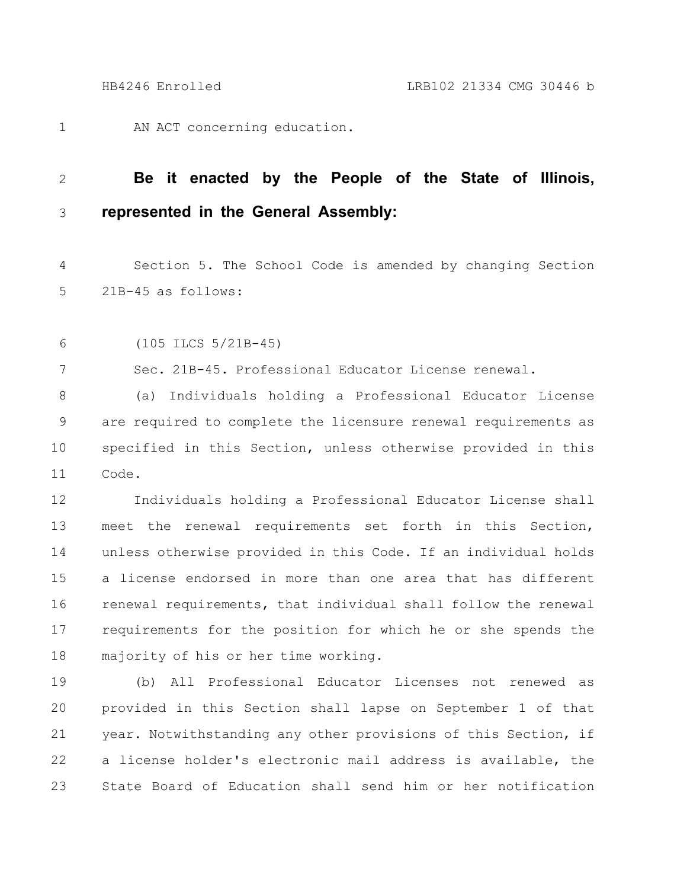AN ACT concerning education.

**Be it enacted by the People of the State of Illinois, represented in the General Assembly:**

Section 5. The School Code is amended by changing Section 21B-45 as follows:

(105 ILCS 5/21B-45)

Sec. 21B-45. Professional Educator License renewal.

(a) Individuals holding a Professional Educator License are required to complete the licensure renewal requirements as specified in this Section, unless otherwise provided in this Code.

Individuals holding a Professional Educator License shall meet the renewal requirements set forth in this Section, unless otherwise provided in this Code. If an individual holds a license endorsed in more than one area that has different renewal requirements, that individual shall follow the renewal requirements for the position for which he or she spends the majority of his or her time working.

(b) All Professional Educator Licenses not renewed as provided in this Section shall lapse on September 1 of that year. Notwithstanding any other provisions of this Section, if a license holder's electronic mail address is available, the State Board of Education shall send him or her notification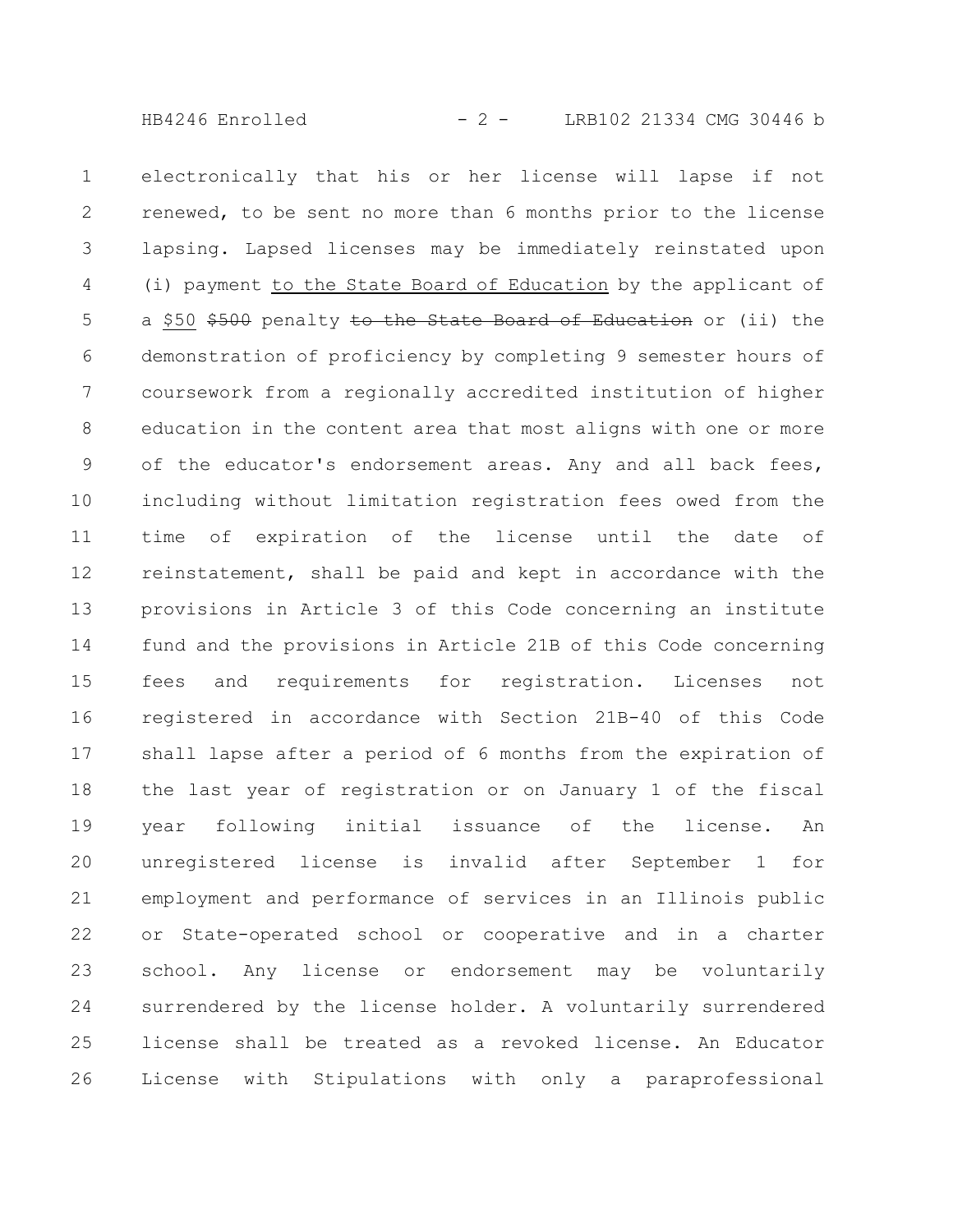electronically that his or her license will lapse if not renewed, to be sent no more than 6 months prior to the license lapsing. Lapsed licenses may be immediately reinstated upon (i) payment <u>to the State Board of Education</u> by the applicant of a <u>$50</u> ~~$500~~ penalty ~~to the State Board of Education~~ or (ii) the demonstration of proficiency by completing 9 semester hours of coursework from a regionally accredited institution of higher education in the content area that most aligns with one or more of the educator's endorsement areas. Any and all back fees, including without limitation registration fees owed from the time of expiration of the license until the date of reinstatement, shall be paid and kept in accordance with the provisions in Article 3 of this Code concerning an institute fund and the provisions in Article 21B of this Code concerning fees and requirements for registration. Licenses not registered in accordance with Section 21B-40 of this Code shall lapse after a period of 6 months from the expiration of the last year of registration or on January 1 of the fiscal year following initial issuance of the license. An unregistered license is invalid after September 1 for employment and performance of services in an Illinois public or State-operated school or cooperative and in a charter school. Any license or endorsement may be voluntarily surrendered by the license holder. A voluntarily surrendered license shall be treated as a revoked license. An Educator License with Stipulations with only a paraprofessional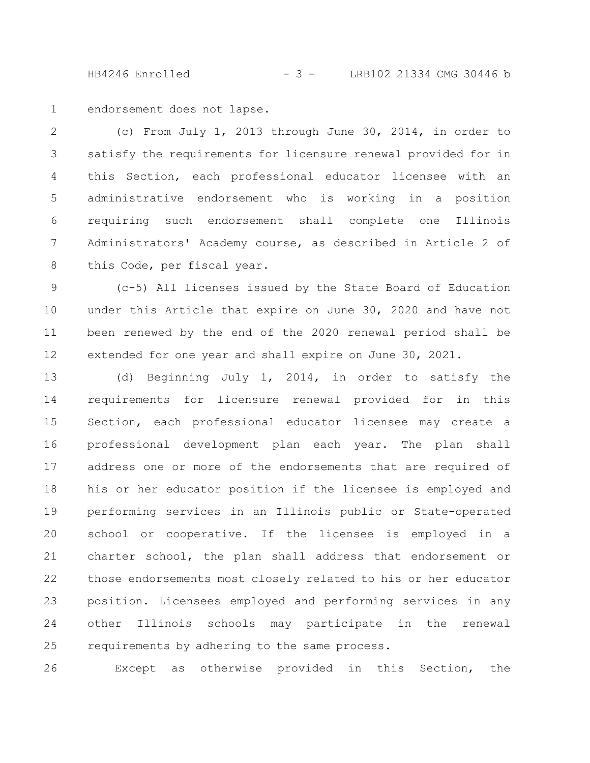endorsement does not lapse.

(c) From July 1, 2013 through June 30, 2014, in order to satisfy the requirements for licensure renewal provided for in this Section, each professional educator licensee with an administrative endorsement who is working in a position requiring such endorsement shall complete one Illinois Administrators' Academy course, as described in Article 2 of this Code, per fiscal year.

(c-5) All licenses issued by the State Board of Education under this Article that expire on June 30, 2020 and have not been renewed by the end of the 2020 renewal period shall be extended for one year and shall expire on June 30, 2021.

(d) Beginning July 1, 2014, in order to satisfy the requirements for licensure renewal provided for in this Section, each professional educator licensee may create a professional development plan each year. The plan shall address one or more of the endorsements that are required of his or her educator position if the licensee is employed and performing services in an Illinois public or State-operated school or cooperative. If the licensee is employed in a charter school, the plan shall address that endorsement or those endorsements most closely related to his or her educator position. Licensees employed and performing services in any other Illinois schools may participate in the renewal requirements by adhering to the same process.

Except as otherwise provided in this Section, the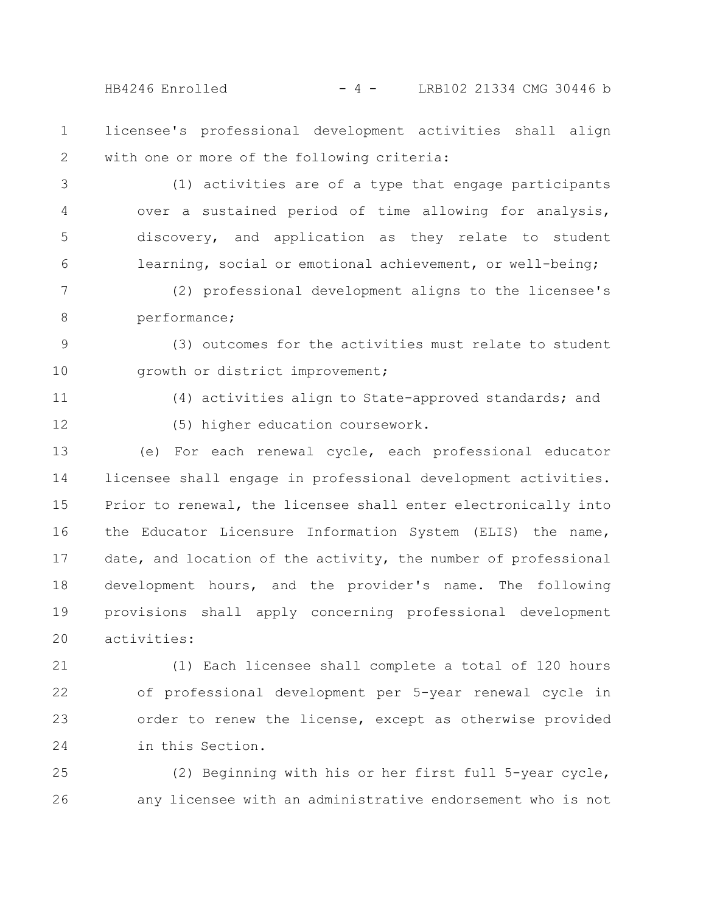licensee's professional development activities shall align with one or more of the following criteria:

(1) activities are of a type that engage participants over a sustained period of time allowing for analysis, discovery, and application as they relate to student learning, social or emotional achievement, or well-being;

(2) professional development aligns to the licensee's performance;

(3) outcomes for the activities must relate to student growth or district improvement;

(4) activities align to State-approved standards; and

(5) higher education coursework.

(e) For each renewal cycle, each professional educator licensee shall engage in professional development activities. Prior to renewal, the licensee shall enter electronically into the Educator Licensure Information System (ELIS) the name, date, and location of the activity, the number of professional development hours, and the provider's name. The following provisions shall apply concerning professional development activities:

(1) Each licensee shall complete a total of 120 hours of professional development per 5-year renewal cycle in order to renew the license, except as otherwise provided in this Section.

(2) Beginning with his or her first full 5-year cycle, any licensee with an administrative endorsement who is not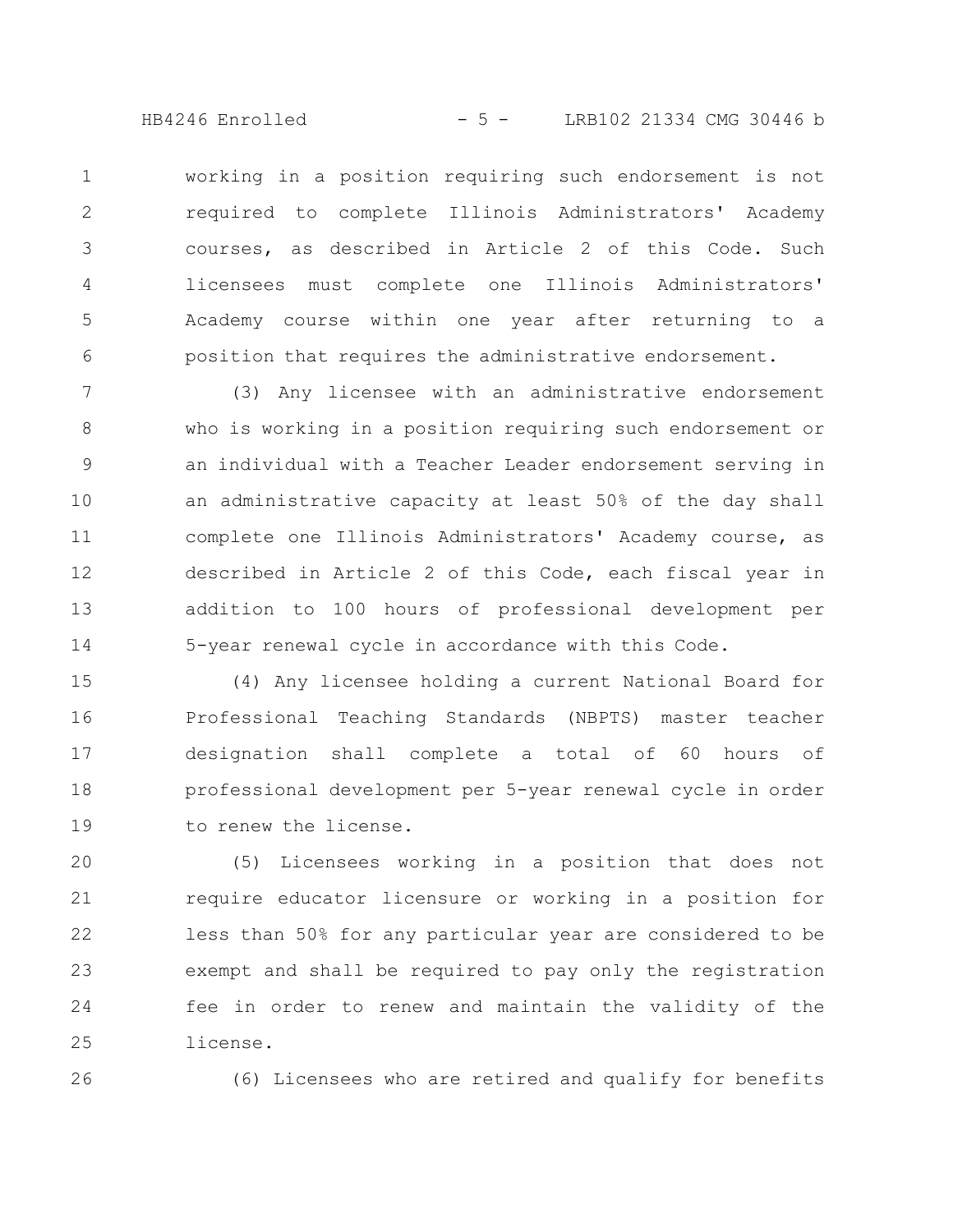working in a position requiring such endorsement is not required to complete Illinois Administrators' Academy courses, as described in Article 2 of this Code. Such licensees must complete one Illinois Administrators' Academy course within one year after returning to a position that requires the administrative endorsement.

(3) Any licensee with an administrative endorsement who is working in a position requiring such endorsement or an individual with a Teacher Leader endorsement serving in an administrative capacity at least 50% of the day shall complete one Illinois Administrators' Academy course, as described in Article 2 of this Code, each fiscal year in addition to 100 hours of professional development per 5-year renewal cycle in accordance with this Code.

(4) Any licensee holding a current National Board for Professional Teaching Standards (NBPTS) master teacher designation shall complete a total of 60 hours of professional development per 5-year renewal cycle in order to renew the license.

(5) Licensees working in a position that does not require educator licensure or working in a position for less than 50% for any particular year are considered to be exempt and shall be required to pay only the registration fee in order to renew and maintain the validity of the license.

(6) Licensees who are retired and qualify for benefits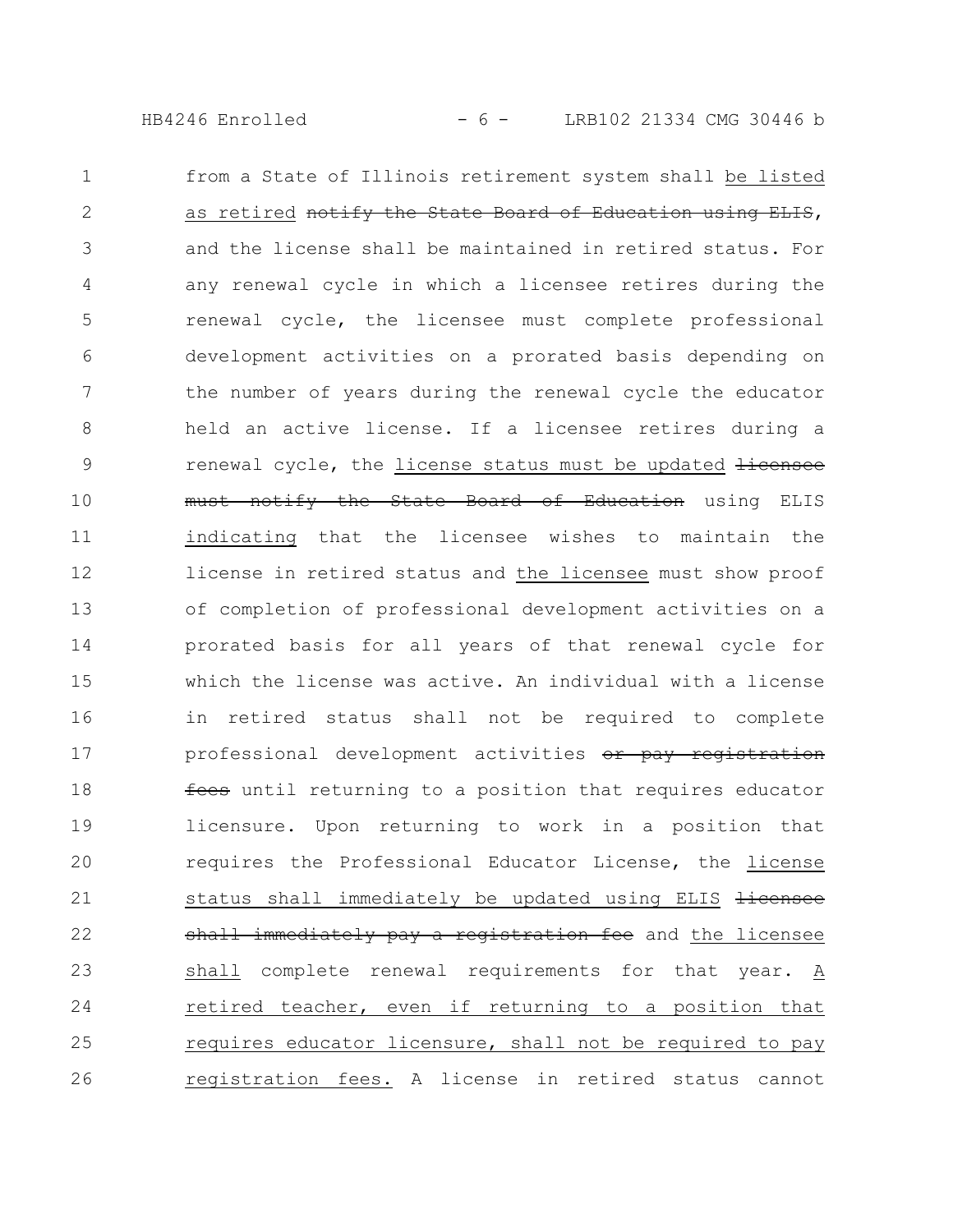from a State of Illinois retirement system shall be listed as retired ~~notify the State Board of Education using ELIS~~, and the license shall be maintained in retired status. For any renewal cycle in which a licensee retires during the renewal cycle, the licensee must complete professional development activities on a prorated basis depending on the number of years during the renewal cycle the educator held an active license. If a licensee retires during a renewal cycle, the license status must be updated ~~licensee must notify the State Board of Education~~ using ELIS indicating that the licensee wishes to maintain the license in retired status and the licensee must show proof of completion of professional development activities on a prorated basis for all years of that renewal cycle for which the license was active. An individual with a license in retired status shall not be required to complete professional development activities ~~or pay registration fees~~ until returning to a position that requires educator licensure. Upon returning to work in a position that requires the Professional Educator License, the license status shall immediately be updated using ELIS ~~licensee shall immediately pay a registration fee~~ and the licensee shall complete renewal requirements for that year. A retired teacher, even if returning to a position that requires educator licensure, shall not be required to pay registration fees. A license in retired status cannot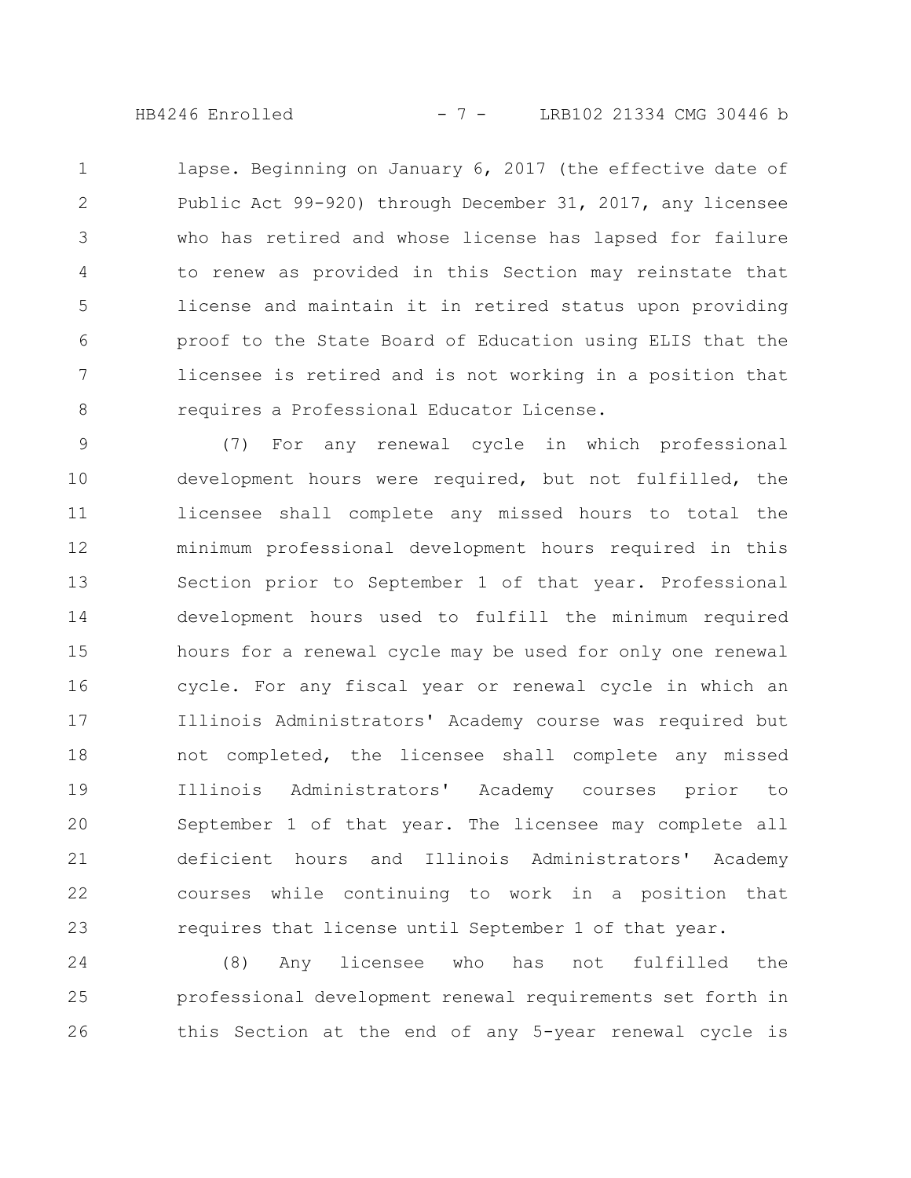lapse. Beginning on January 6, 2017 (the effective date of Public Act 99-920) through December 31, 2017, any licensee who has retired and whose license has lapsed for failure to renew as provided in this Section may reinstate that license and maintain it in retired status upon providing proof to the State Board of Education using ELIS that the licensee is retired and is not working in a position that requires a Professional Educator License.

(7) For any renewal cycle in which professional development hours were required, but not fulfilled, the licensee shall complete any missed hours to total the minimum professional development hours required in this Section prior to September 1 of that year. Professional development hours used to fulfill the minimum required hours for a renewal cycle may be used for only one renewal cycle. For any fiscal year or renewal cycle in which an Illinois Administrators' Academy course was required but not completed, the licensee shall complete any missed Illinois Administrators' Academy courses prior to September 1 of that year. The licensee may complete all deficient hours and Illinois Administrators' Academy courses while continuing to work in a position that requires that license until September 1 of that year.

(8) Any licensee who has not fulfilled the professional development renewal requirements set forth in this Section at the end of any 5-year renewal cycle is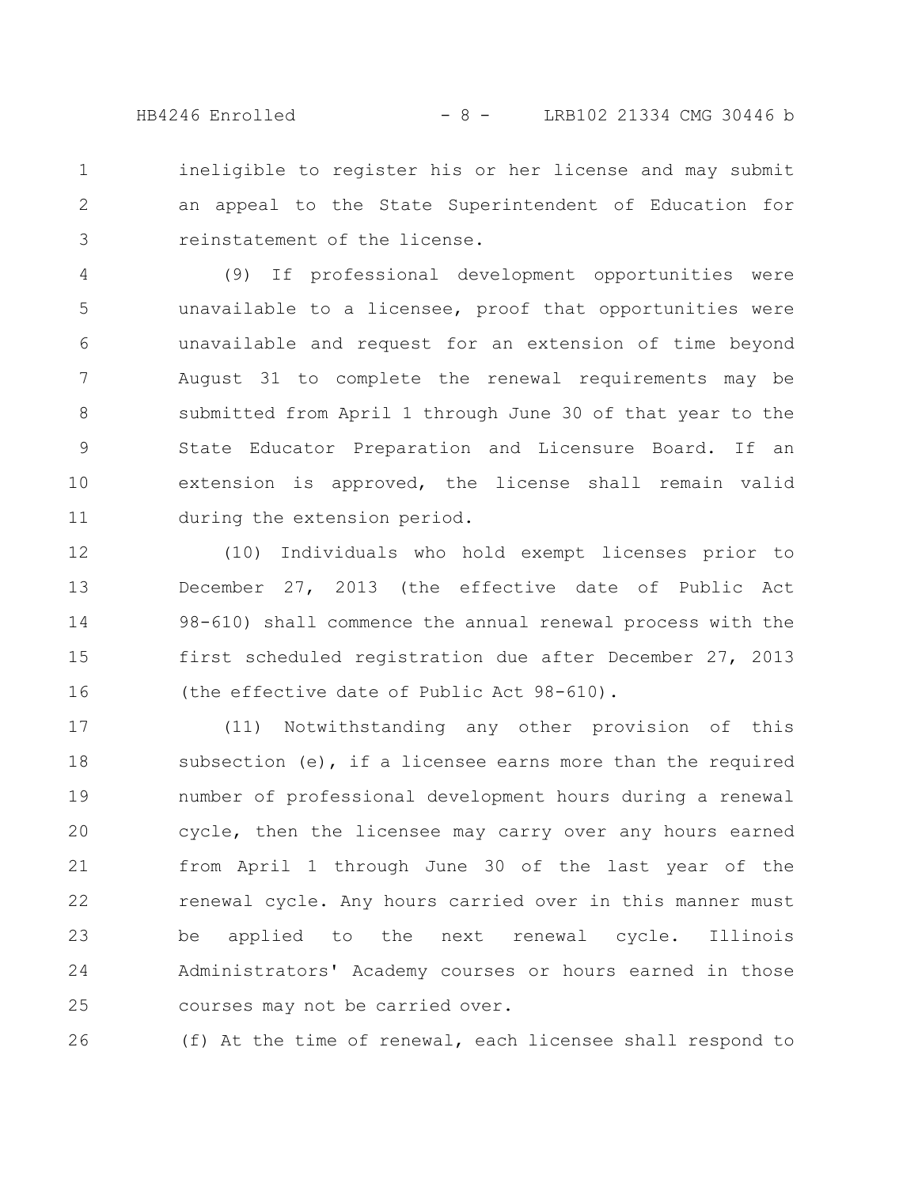ineligible to register his or her license and may submit an appeal to the State Superintendent of Education for reinstatement of the license.

(9) If professional development opportunities were unavailable to a licensee, proof that opportunities were unavailable and request for an extension of time beyond August 31 to complete the renewal requirements may be submitted from April 1 through June 30 of that year to the State Educator Preparation and Licensure Board. If an extension is approved, the license shall remain valid during the extension period.

(10) Individuals who hold exempt licenses prior to December 27, 2013 (the effective date of Public Act 98-610) shall commence the annual renewal process with the first scheduled registration due after December 27, 2013 (the effective date of Public Act 98-610).

(11) Notwithstanding any other provision of this subsection (e), if a licensee earns more than the required number of professional development hours during a renewal cycle, then the licensee may carry over any hours earned from April 1 through June 30 of the last year of the renewal cycle. Any hours carried over in this manner must be applied to the next renewal cycle. Illinois Administrators' Academy courses or hours earned in those courses may not be carried over.

(f) At the time of renewal, each licensee shall respond to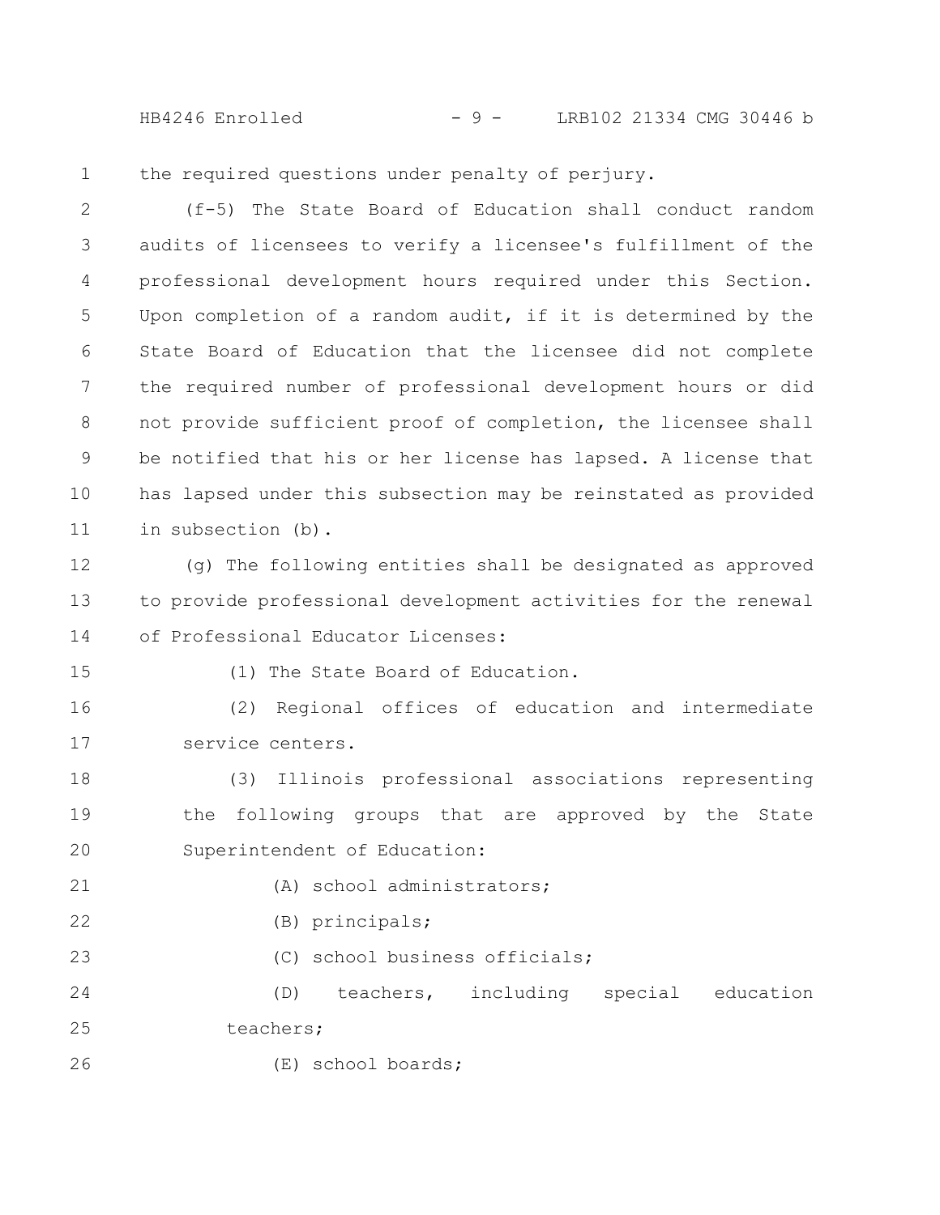the required questions under penalty of perjury.

(f-5) The State Board of Education shall conduct random audits of licensees to verify a licensee's fulfillment of the professional development hours required under this Section. Upon completion of a random audit, if it is determined by the State Board of Education that the licensee did not complete the required number of professional development hours or did not provide sufficient proof of completion, the licensee shall be notified that his or her license has lapsed. A license that has lapsed under this subsection may be reinstated as provided in subsection (b).

(g) The following entities shall be designated as approved to provide professional development activities for the renewal of Professional Educator Licenses:

(1) The State Board of Education.

(2) Regional offices of education and intermediate service centers.

(3) Illinois professional associations representing the following groups that are approved by the State Superintendent of Education:

(A) school administrators;

(B) principals;

(C) school business officials;

(D) teachers, including special education teachers;

(E) school boards;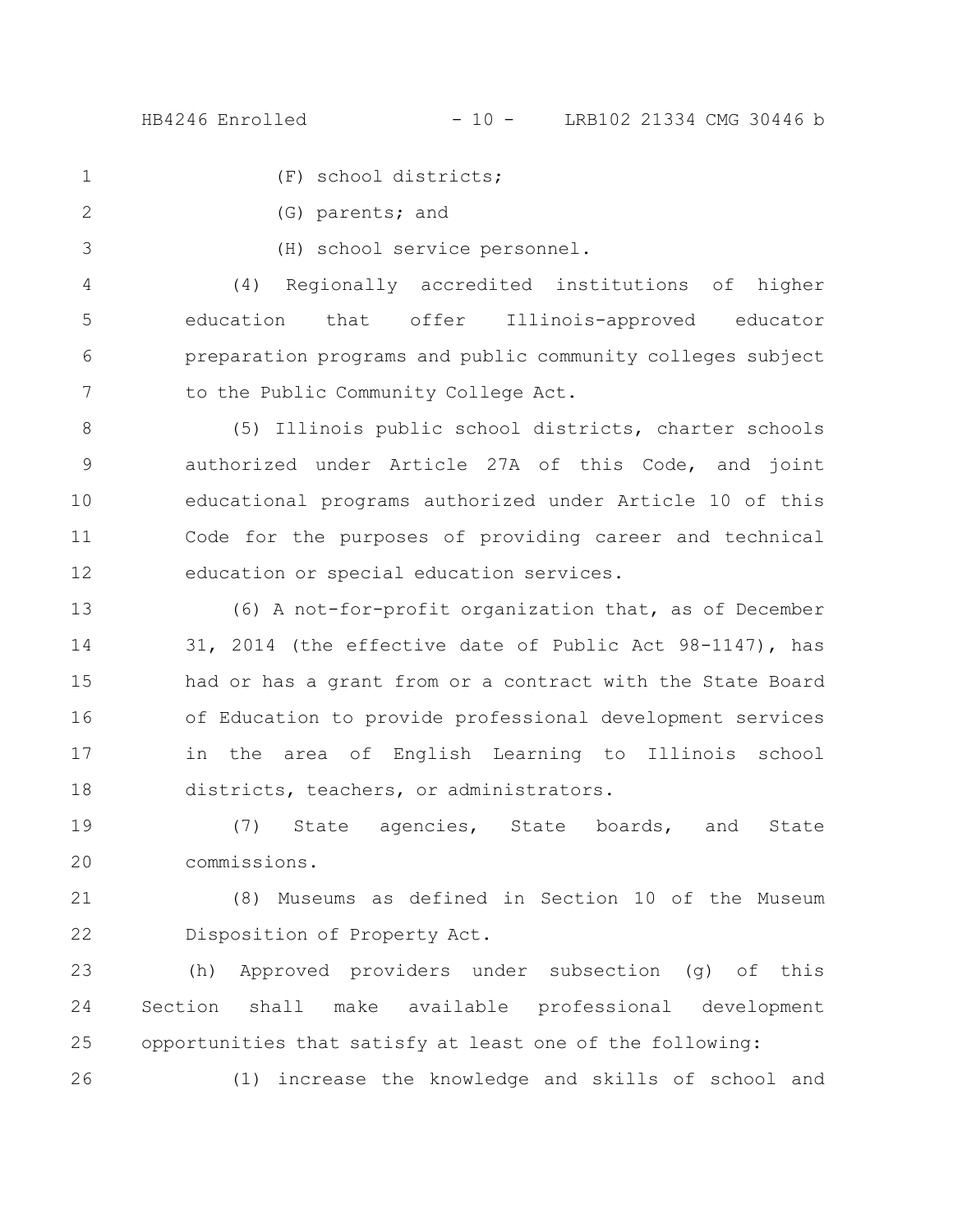(F) school districts;

(G) parents; and

(H) school service personnel.

(4) Regionally accredited institutions of higher education that offer Illinois-approved educator preparation programs and public community colleges subject to the Public Community College Act.

(5) Illinois public school districts, charter schools authorized under Article 27A of this Code, and joint educational programs authorized under Article 10 of this Code for the purposes of providing career and technical education or special education services.

(6) A not-for-profit organization that, as of December 31, 2014 (the effective date of Public Act 98-1147), has had or has a grant from or a contract with the State Board of Education to provide professional development services in the area of English Learning to Illinois school districts, teachers, or administrators.

(7) State agencies, State boards, and State commissions.

(8) Museums as defined in Section 10 of the Museum Disposition of Property Act.

(h) Approved providers under subsection (g) of this Section shall make available professional development opportunities that satisfy at least one of the following:

(1) increase the knowledge and skills of school and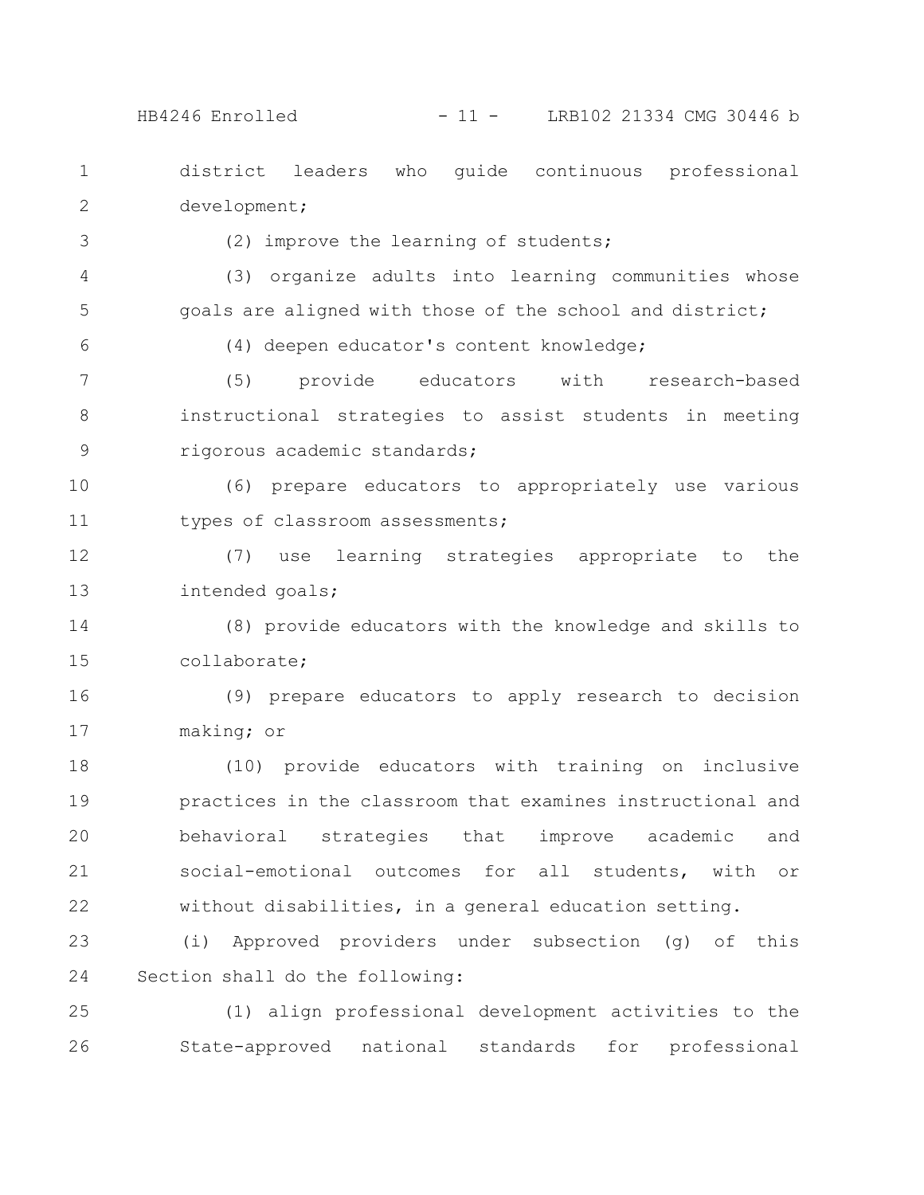district leaders who guide continuous professional development;

(2) improve the learning of students;

(3) organize adults into learning communities whose goals are aligned with those of the school and district;

(4) deepen educator's content knowledge;

(5) provide educators with research-based instructional strategies to assist students in meeting rigorous academic standards;

(6) prepare educators to appropriately use various types of classroom assessments;

(7) use learning strategies appropriate to the intended goals;

(8) provide educators with the knowledge and skills to collaborate;

(9) prepare educators to apply research to decision making; or

(10) provide educators with training on inclusive practices in the classroom that examines instructional and behavioral strategies that improve academic and social-emotional outcomes for all students, with or without disabilities, in a general education setting.

(i) Approved providers under subsection (g) of this Section shall do the following:

(1) align professional development activities to the State-approved national standards for professional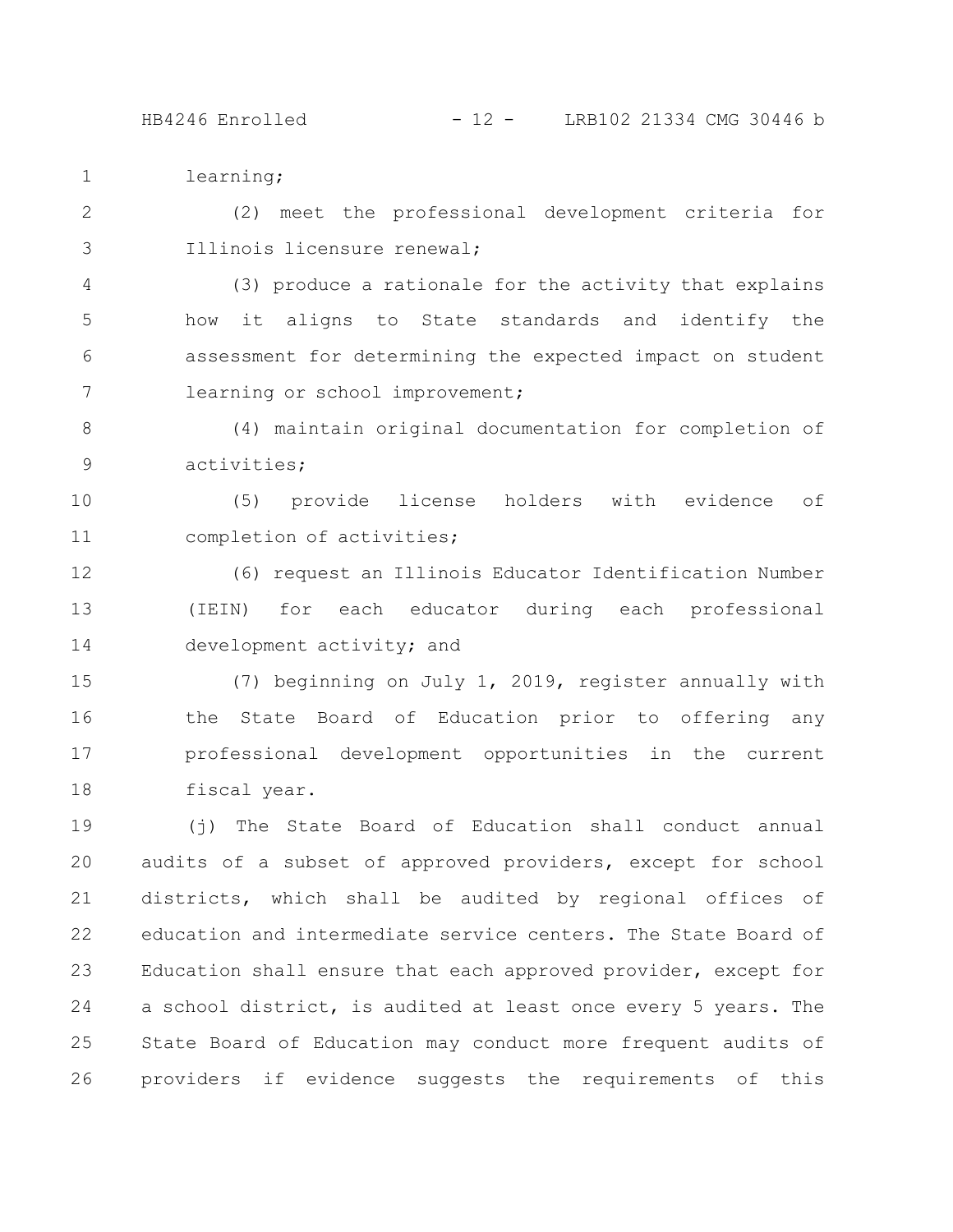learning;

(2) meet the professional development criteria for Illinois licensure renewal;

(3) produce a rationale for the activity that explains how it aligns to State standards and identify the assessment for determining the expected impact on student learning or school improvement;

(4) maintain original documentation for completion of activities;

(5) provide license holders with evidence of completion of activities;

(6) request an Illinois Educator Identification Number (IEIN) for each educator during each professional development activity; and

(7) beginning on July 1, 2019, register annually with the State Board of Education prior to offering any professional development opportunities in the current fiscal year.

(j) The State Board of Education shall conduct annual audits of a subset of approved providers, except for school districts, which shall be audited by regional offices of education and intermediate service centers. The State Board of Education shall ensure that each approved provider, except for a school district, is audited at least once every 5 years. The State Board of Education may conduct more frequent audits of providers if evidence suggests the requirements of this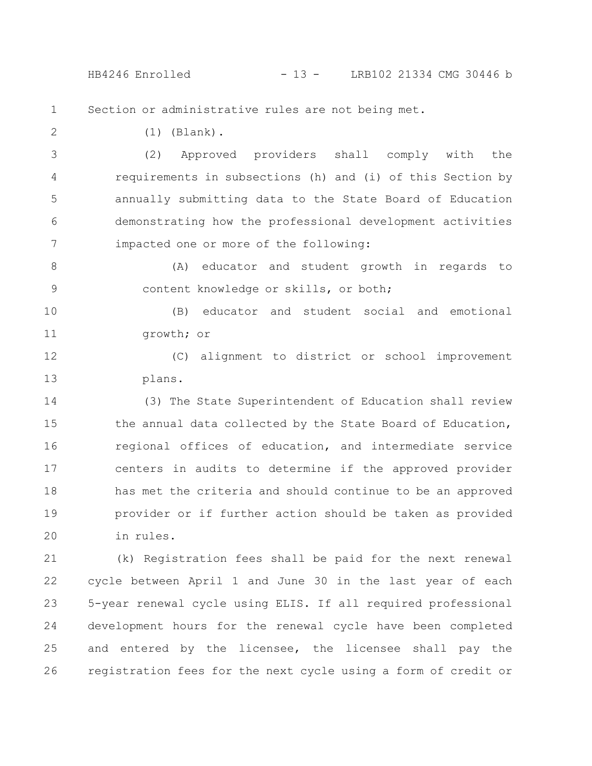Section or administrative rules are not being met.

(1) (Blank).

(2) Approved providers shall comply with the requirements in subsections (h) and (i) of this Section by annually submitting data to the State Board of Education demonstrating how the professional development activities impacted one or more of the following:

(A) educator and student growth in regards to content knowledge or skills, or both;

(B) educator and student social and emotional growth; or

(C) alignment to district or school improvement plans.

(3) The State Superintendent of Education shall review the annual data collected by the State Board of Education, regional offices of education, and intermediate service centers in audits to determine if the approved provider has met the criteria and should continue to be an approved provider or if further action should be taken as provided in rules.

(k) Registration fees shall be paid for the next renewal cycle between April 1 and June 30 in the last year of each 5-year renewal cycle using ELIS. If all required professional development hours for the renewal cycle have been completed and entered by the licensee, the licensee shall pay the registration fees for the next cycle using a form of credit or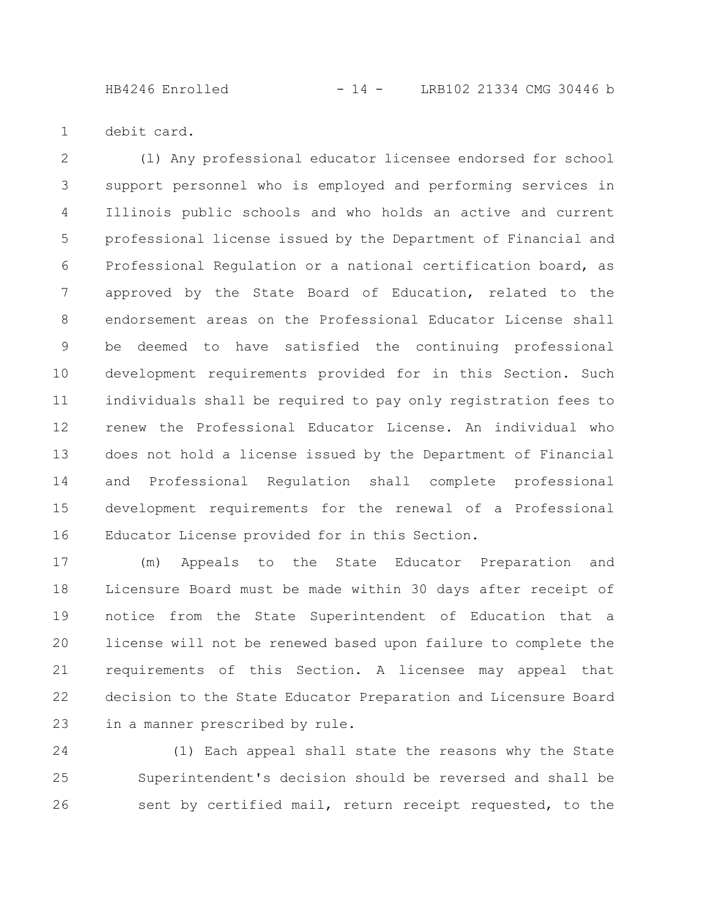debit card.

(l) Any professional educator licensee endorsed for school support personnel who is employed and performing services in Illinois public schools and who holds an active and current professional license issued by the Department of Financial and Professional Regulation or a national certification board, as approved by the State Board of Education, related to the endorsement areas on the Professional Educator License shall be deemed to have satisfied the continuing professional development requirements provided for in this Section. Such individuals shall be required to pay only registration fees to renew the Professional Educator License. An individual who does not hold a license issued by the Department of Financial and Professional Regulation shall complete professional development requirements for the renewal of a Professional Educator License provided for in this Section.

(m) Appeals to the State Educator Preparation and Licensure Board must be made within 30 days after receipt of notice from the State Superintendent of Education that a license will not be renewed based upon failure to complete the requirements of this Section. A licensee may appeal that decision to the State Educator Preparation and Licensure Board in a manner prescribed by rule.

(1) Each appeal shall state the reasons why the State Superintendent's decision should be reversed and shall be sent by certified mail, return receipt requested, to the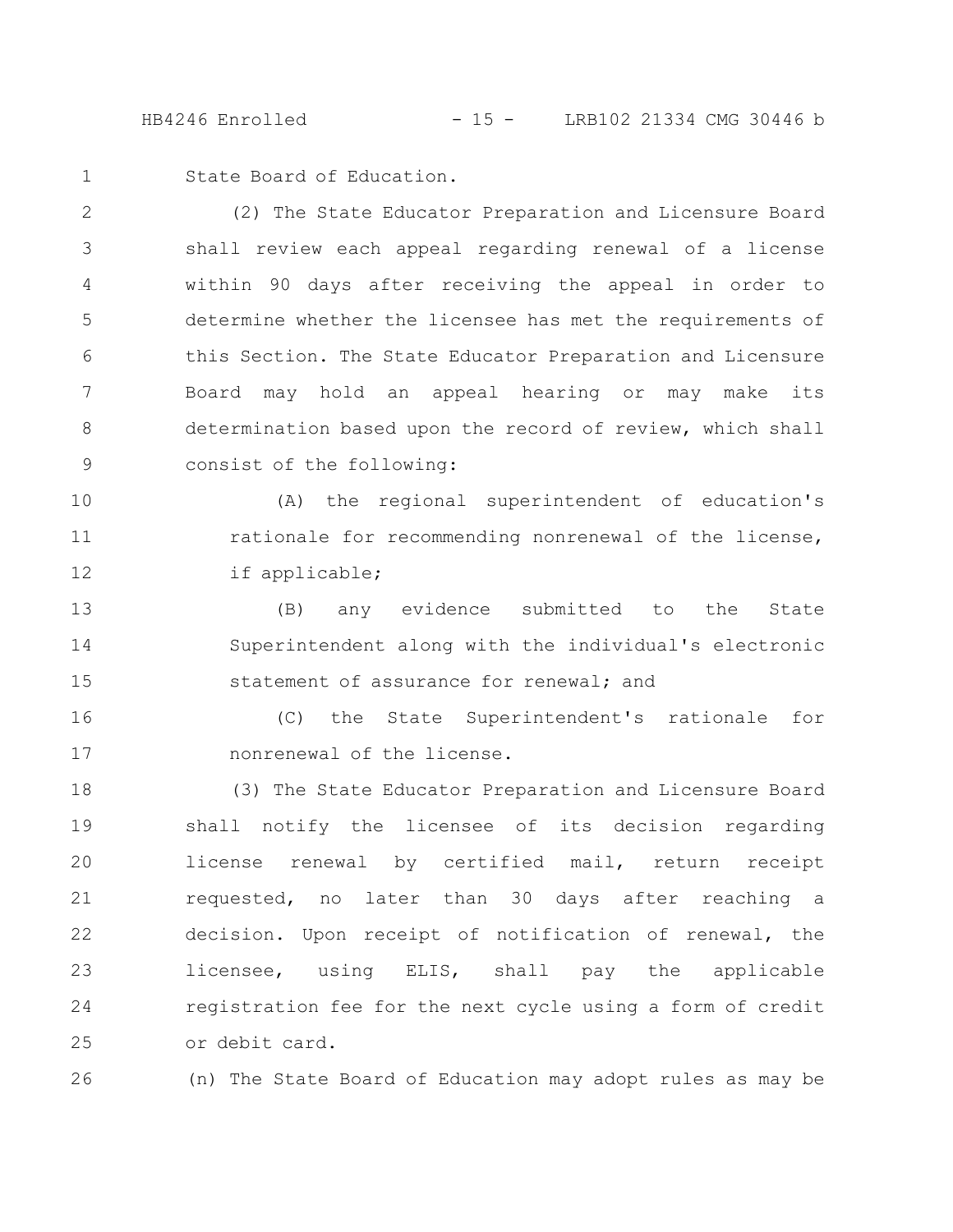State Board of Education.

(2) The State Educator Preparation and Licensure Board shall review each appeal regarding renewal of a license within 90 days after receiving the appeal in order to determine whether the licensee has met the requirements of this Section. The State Educator Preparation and Licensure Board may hold an appeal hearing or may make its determination based upon the record of review, which shall consist of the following:

(A) the regional superintendent of education's rationale for recommending nonrenewal of the license, if applicable;

(B) any evidence submitted to the State Superintendent along with the individual's electronic statement of assurance for renewal; and

(C) the State Superintendent's rationale for nonrenewal of the license.

(3) The State Educator Preparation and Licensure Board shall notify the licensee of its decision regarding license renewal by certified mail, return receipt requested, no later than 30 days after reaching a decision. Upon receipt of notification of renewal, the licensee, using ELIS, shall pay the applicable registration fee for the next cycle using a form of credit or debit card.

(n) The State Board of Education may adopt rules as may be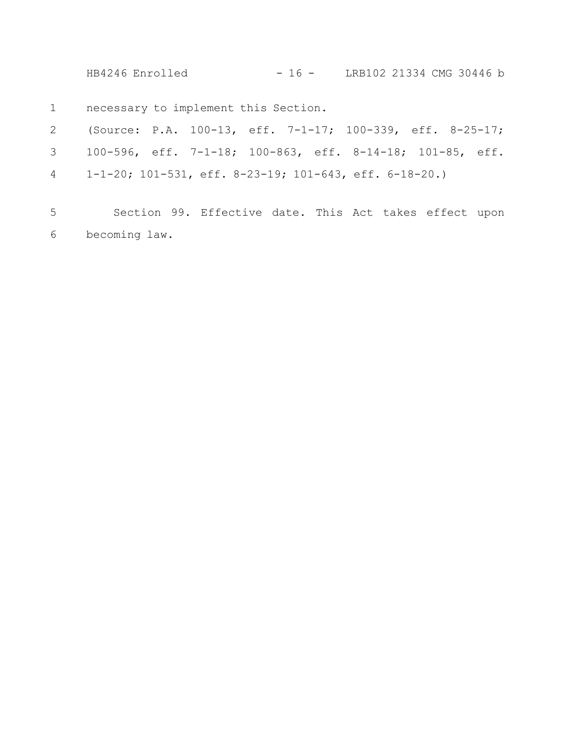necessary to implement this Section.

(Source: P.A. 100-13, eff. 7-1-17; 100-339, eff. 8-25-17; 100-596, eff. 7-1-18; 100-863, eff. 8-14-18; 101-85, eff. 1-1-20; 101-531, eff. 8-23-19; 101-643, eff. 6-18-20.)

Section 99. Effective date. This Act takes effect upon becoming law.